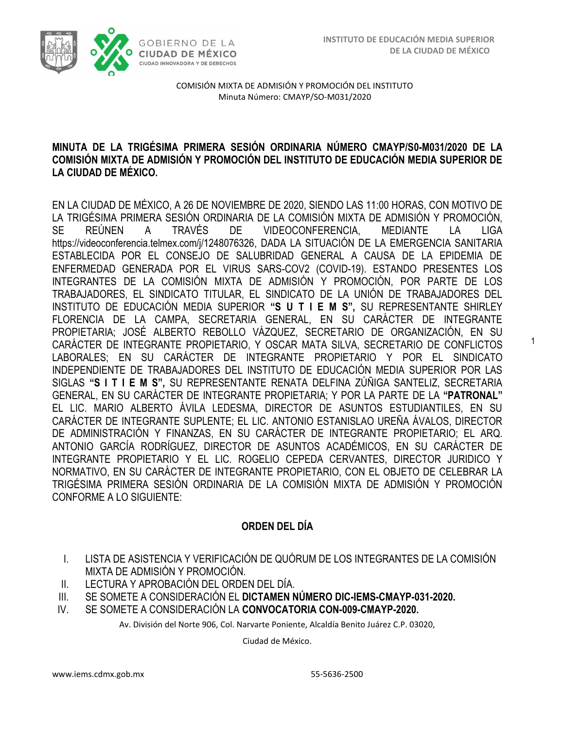COMISIÓN MIXTA DE ADMISIÓN Y PROMOCIÓN DEL INSTITUTO
Minuta Número: CMAYP/SO-M031/2020

**MINUTA DE LA TRIGÉSIMA PRIMERA SESIÓN ORDINARIA NÚMERO CMAYP/S0-M031/2020 DE LA COMISIÓN MIXTA DE ADMISIÓN Y PROMOCIÓN DEL INSTITUTO DE EDUCACIÓN MEDIA SUPERIOR DE LA CIUDAD DE MÉXICO.**

EN LA CIUDAD DE MÉXICO, A 26 DE NOVIEMBRE DE 2020, SIENDO LAS 11:00 HORAS, CON MOTIVO DE LA TRIGÉSIMA PRIMERA SESIÓN ORDINARIA DE LA COMISIÓN MIXTA DE ADMISIÓN Y PROMOCIÓN, SE REÚNEN A TRAVÉS DE VIDEOCONFERENCIA, MEDIANTE LA LIGA https://videoconferencia.telmex.com/j/1248076326, DADA LA SITUACIÓN DE LA EMERGENCIA SANITARIA ESTABLECIDA POR EL CONSEJO DE SALUBRIDAD GENERAL A CAUSA DE LA EPIDEMIA DE ENFERMEDAD GENERADA POR EL VIRUS SARS-COV2 (COVID-19). ESTANDO PRESENTES LOS INTEGRANTES DE LA COMISIÓN MIXTA DE ADMISIÓN Y PROMOCIÓN, POR PARTE DE LOS TRABAJADORES, EL SINDICATO TITULAR, EL SINDICATO DE LA UNIÓN DE TRABAJADORES DEL INSTITUTO DE EDUCACIÓN MEDIA SUPERIOR **"S U T I E M S",** SU REPRESENTANTE SHIRLEY FLORENCIA DE LA CAMPA, SECRETARIA GENERAL, EN SU CARÁCTER DE INTEGRANTE PROPIETARIA; JOSÉ ALBERTO REBOLLO VÁZQUEZ, SECRETARIO DE ORGANIZACIÓN, EN SU CARÁCTER DE INTEGRANTE PROPIETARIO, Y OSCAR MATA SILVA, SECRETARIO DE CONFLICTOS LABORALES; EN SU CARÁCTER DE INTEGRANTE PROPIETARIO Y POR EL SINDICATO INDEPENDIENTE DE TRABAJADORES DEL INSTITUTO DE EDUCACIÓN MEDIA SUPERIOR POR LAS SIGLAS **"S I T I E M S",** SU REPRESENTANTE RENATA DELFINA ZÚÑIGA SANTELIZ, SECRETARIA GENERAL, EN SU CARÁCTER DE INTEGRANTE PROPIETARIA; Y POR LA PARTE DE LA **"PATRONAL"** EL LIC. MARIO ALBERTO ÁVILA LEDESMA, DIRECTOR DE ASUNTOS ESTUDIANTILES, EN SU CARÁCTER DE INTEGRANTE SUPLENTE; EL LIC. ANTONIO ESTANISLAO UREÑA ÁVALOS, DIRECTOR DE ADMINISTRACIÓN Y FINANZAS, EN SU CARÁCTER DE INTEGRANTE PROPIETARIO; EL ARQ. ANTONIO GARCÍA RODRÍGUEZ, DIRECTOR DE ASUNTOS ACADÉMICOS, EN SU CARÁCTER DE INTEGRANTE PROPIETARIO Y EL LIC. ROGELIO CEPEDA CERVANTES, DIRECTOR JURIDICO Y NORMATIVO, EN SU CARÁCTER DE INTEGRANTE PROPIETARIO, CON EL OBJETO DE CELEBRAR LA TRIGÉSIMA PRIMERA SESIÓN ORDINARIA DE LA COMISIÓN MIXTA DE ADMISIÓN Y PROMOCIÓN CONFORME A LO SIGUIENTE:

## ORDEN DEL DÍA

I. LISTA DE ASISTENCIA Y VERIFICACIÓN DE QUÓRUM DE LOS INTEGRANTES DE LA COMISIÓN MIXTA DE ADMISIÓN Y PROMOCIÓN.
II. LECTURA Y APROBACIÓN DEL ORDEN DEL DÍA.
III. SE SOMETE A CONSIDERACIÓN EL **DICTAMEN NÚMERO DIC-IEMS-CMAYP-031-2020.**
IV. SE SOMETE A CONSIDERACIÓN LA **CONVOCATORIA CON-009-CMAYP-2020.**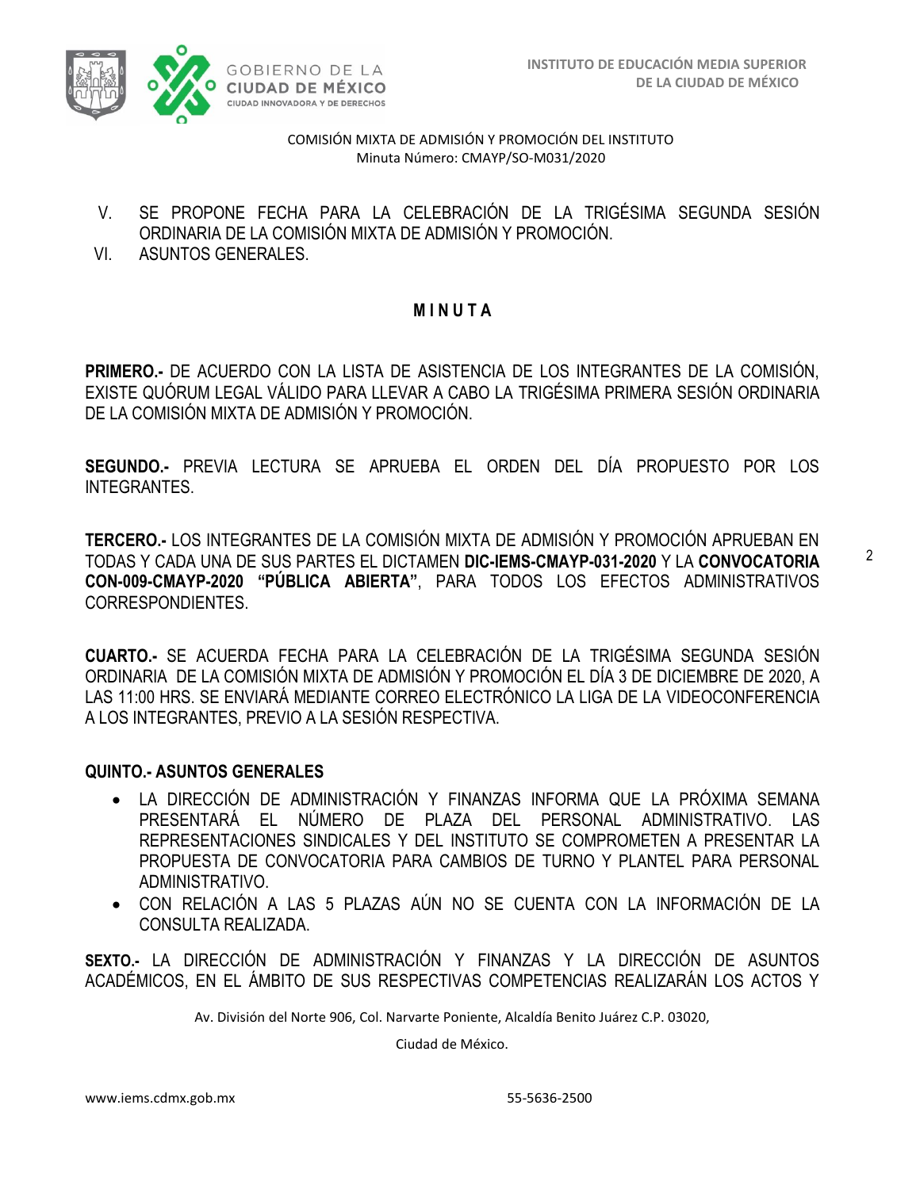V. SE PROPONE FECHA PARA LA CELEBRACIÓN DE LA TRIGÉSIMA SEGUNDA SESIÓN ORDINARIA DE LA COMISIÓN MIXTA DE ADMISIÓN Y PROMOCIÓN.

VI. ASUNTOS GENERALES.

## M I N U T A

**PRIMERO.-** DE ACUERDO CON LA LISTA DE ASISTENCIA DE LOS INTEGRANTES DE LA COMISIÓN, EXISTE QUÓRUM LEGAL VÁLIDO PARA LLEVAR A CABO LA TRIGÉSIMA PRIMERA SESIÓN ORDINARIA DE LA COMISIÓN MIXTA DE ADMISIÓN Y PROMOCIÓN.

**SEGUNDO.-** PREVIA LECTURA SE APRUEBA EL ORDEN DEL DÍA PROPUESTO POR LOS INTEGRANTES.

**TERCERO.-** LOS INTEGRANTES DE LA COMISIÓN MIXTA DE ADMISIÓN Y PROMOCIÓN APRUEBAN EN TODAS Y CADA UNA DE SUS PARTES EL DICTAMEN **DIC-IEMS-CMAYP-031-2020** Y LA **CONVOCATORIA CON-009-CMAYP-2020 "PÚBLICA ABIERTA"**, PARA TODOS LOS EFECTOS ADMINISTRATIVOS CORRESPONDIENTES.

**CUARTO.-** SE ACUERDA FECHA PARA LA CELEBRACIÓN DE LA TRIGÉSIMA SEGUNDA SESIÓN ORDINARIA DE LA COMISIÓN MIXTA DE ADMISIÓN Y PROMOCIÓN EL DÍA 3 DE DICIEMBRE DE 2020, A LAS 11:00 HRS. SE ENVIARÁ MEDIANTE CORREO ELECTRÓNICO LA LIGA DE LA VIDEOCONFERENCIA A LOS INTEGRANTES, PREVIO A LA SESIÓN RESPECTIVA.

**QUINTO.- ASUNTOS GENERALES**

- LA DIRECCIÓN DE ADMINISTRACIÓN Y FINANZAS INFORMA QUE LA PRÓXIMA SEMANA PRESENTARÁ EL NÚMERO DE PLAZA DEL PERSONAL ADMINISTRATIVO. LAS REPRESENTACIONES SINDICALES Y DEL INSTITUTO SE COMPROMETEN A PRESENTAR LA PROPUESTA DE CONVOCATORIA PARA CAMBIOS DE TURNO Y PLANTEL PARA PERSONAL ADMINISTRATIVO.
- CON RELACIÓN A LAS 5 PLAZAS AÚN NO SE CUENTA CON LA INFORMACIÓN DE LA CONSULTA REALIZADA.

**SEXTO.-** LA DIRECCIÓN DE ADMINISTRACIÓN Y FINANZAS Y LA DIRECCIÓN DE ASUNTOS ACADÉMICOS, EN EL ÁMBITO DE SUS RESPECTIVAS COMPETENCIAS REALIZARÁN LOS ACTOS Y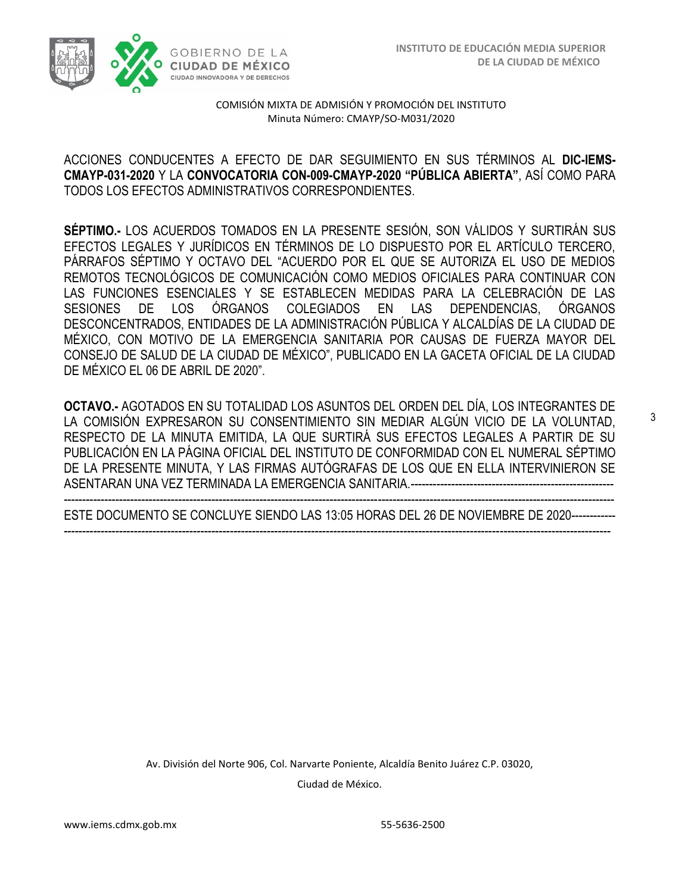ACCIONES CONDUCENTES A EFECTO DE DAR SEGUIMIENTO EN SUS TÉRMINOS AL **DIC-IEMS-CMAYP-031-2020** Y LA **CONVOCATORIA CON-009-CMAYP-2020 "PÚBLICA ABIERTA"**, ASÍ COMO PARA TODOS LOS EFECTOS ADMINISTRATIVOS CORRESPONDIENTES.

**SÉPTIMO.-** LOS ACUERDOS TOMADOS EN LA PRESENTE SESIÓN, SON VÁLIDOS Y SURTIRÁN SUS EFECTOS LEGALES Y JURÍDICOS EN TÉRMINOS DE LO DISPUESTO POR EL ARTÍCULO TERCERO, PÁRRAFOS SÉPTIMO Y OCTAVO DEL "ACUERDO POR EL QUE SE AUTORIZA EL USO DE MEDIOS REMOTOS TECNOLÓGICOS DE COMUNICACIÓN COMO MEDIOS OFICIALES PARA CONTINUAR CON LAS FUNCIONES ESENCIALES Y SE ESTABLECEN MEDIDAS PARA LA CELEBRACIÓN DE LAS SESIONES DE LOS ÓRGANOS COLEGIADOS EN LAS DEPENDENCIAS, ÓRGANOS DESCONCENTRADOS, ENTIDADES DE LA ADMINISTRACIÓN PÚBLICA Y ALCALDÍAS DE LA CIUDAD DE MÉXICO, CON MOTIVO DE LA EMERGENCIA SANITARIA POR CAUSAS DE FUERZA MAYOR DEL CONSEJO DE SALUD DE LA CIUDAD DE MÉXICO", PUBLICADO EN LA GACETA OFICIAL DE LA CIUDAD DE MÉXICO EL 06 DE ABRIL DE 2020".

**OCTAVO.-** AGOTADOS EN SU TOTALIDAD LOS ASUNTOS DEL ORDEN DEL DÍA, LOS INTEGRANTES DE LA COMISIÓN EXPRESARON SU CONSENTIMIENTO SIN MEDIAR ALGÚN VICIO DE LA VOLUNTAD, RESPECTO DE LA MINUTA EMITIDA, LA QUE SURTIRÁ SUS EFECTOS LEGALES A PARTIR DE SU PUBLICACIÓN EN LA PÁGINA OFICIAL DEL INSTITUTO DE CONFORMIDAD CON EL NUMERAL SÉPTIMO DE LA PRESENTE MINUTA, Y LAS FIRMAS AUTÓGRAFAS DE LOS QUE EN ELLA INTERVINIERON SE ASENTARAN UNA VEZ TERMINADA LA EMERGENCIA SANITARIA.-------------------------------------------------------------------------------------------------------------------------------------------------------------------------------

ESTE DOCUMENTO SE CONCLUYE SIENDO LAS 13:05 HORAS DEL 26 DE NOVIEMBRE DE 2020------------------------------------------------------------------------------------------------------------------------------------------------------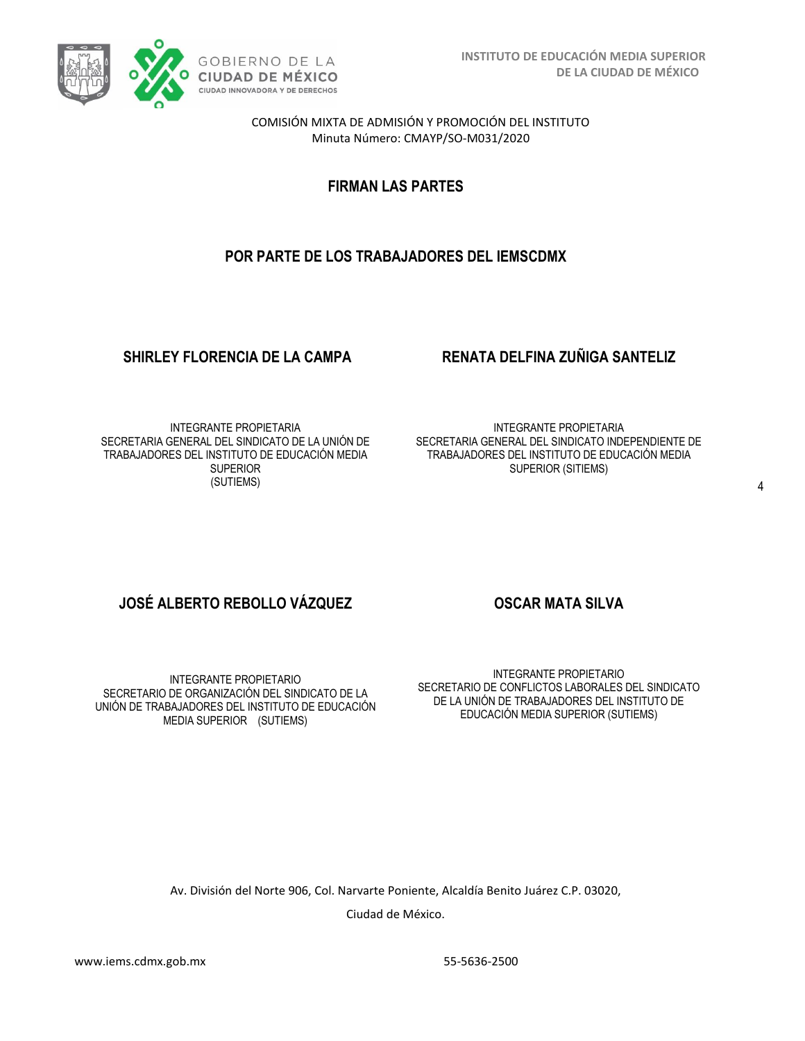COMISIÓN MIXTA DE ADMISIÓN Y PROMOCIÓN DEL INSTITUTO
Minuta Número: CMAYP/SO-M031/2020

## FIRMAN LAS PARTES

## POR PARTE DE LOS TRABAJADORES DEL IEMSCDMX

**SHIRLEY FLORENCIA DE LA CAMPA**

INTEGRANTE PROPIETARIA
SECRETARIA GENERAL DEL SINDICATO DE LA UNIÓN DE TRABAJADORES DEL INSTITUTO DE EDUCACIÓN MEDIA SUPERIOR
(SUTIEMS)

**RENATA DELFINA ZUÑIGA SANTELIZ**

INTEGRANTE PROPIETARIA
SECRETARIA GENERAL DEL SINDICATO INDEPENDIENTE DE TRABAJADORES DEL INSTITUTO DE EDUCACIÓN MEDIA SUPERIOR (SITIEMS)

**JOSÉ ALBERTO REBOLLO VÁZQUEZ**

INTEGRANTE PROPIETARIO
SECRETARIO DE ORGANIZACIÓN DEL SINDICATO DE LA UNIÓN DE TRABAJADORES DEL INSTITUTO DE EDUCACIÓN MEDIA SUPERIOR (SUTIEMS)

**OSCAR MATA SILVA**

INTEGRANTE PROPIETARIO
SECRETARIO DE CONFLICTOS LABORALES DEL SINDICATO DE LA UNIÓN DE TRABAJADORES DEL INSTITUTO DE EDUCACIÓN MEDIA SUPERIOR (SUTIEMS)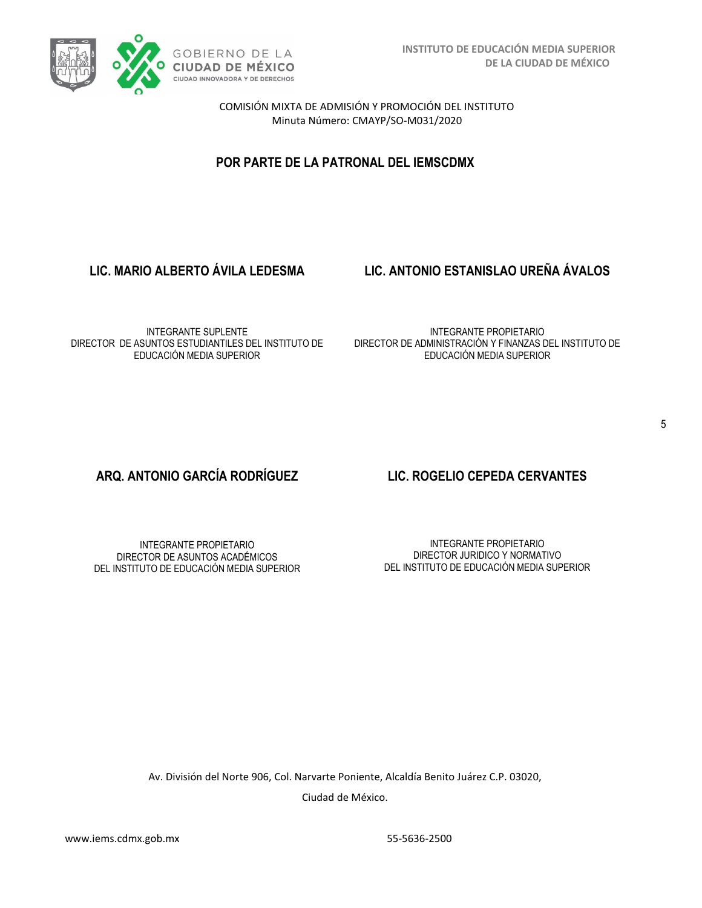COMISIÓN MIXTA DE ADMISIÓN Y PROMOCIÓN DEL INSTITUTO
Minuta Número: CMAYP/SO-M031/2020

## POR PARTE DE LA PATRONAL DEL IEMSCDMX

**LIC. MARIO ALBERTO ÁVILA LEDESMA**

INTEGRANTE SUPLENTE
DIRECTOR DE ASUNTOS ESTUDIANTILES DEL INSTITUTO DE EDUCACIÓN MEDIA SUPERIOR

**LIC. ANTONIO ESTANISLAO UREÑA ÁVALOS**

INTEGRANTE PROPIETARIO
DIRECTOR DE ADMINISTRACIÓN Y FINANZAS DEL INSTITUTO DE EDUCACIÓN MEDIA SUPERIOR

**ARQ. ANTONIO GARCÍA RODRÍGUEZ**

INTEGRANTE PROPIETARIO
DIRECTOR DE ASUNTOS ACADÉMICOS
DEL INSTITUTO DE EDUCACIÓN MEDIA SUPERIOR

**LIC. ROGELIO CEPEDA CERVANTES**

INTEGRANTE PROPIETARIO
DIRECTOR JURIDICO Y NORMATIVO
DEL INSTITUTO DE EDUCACIÓN MEDIA SUPERIOR